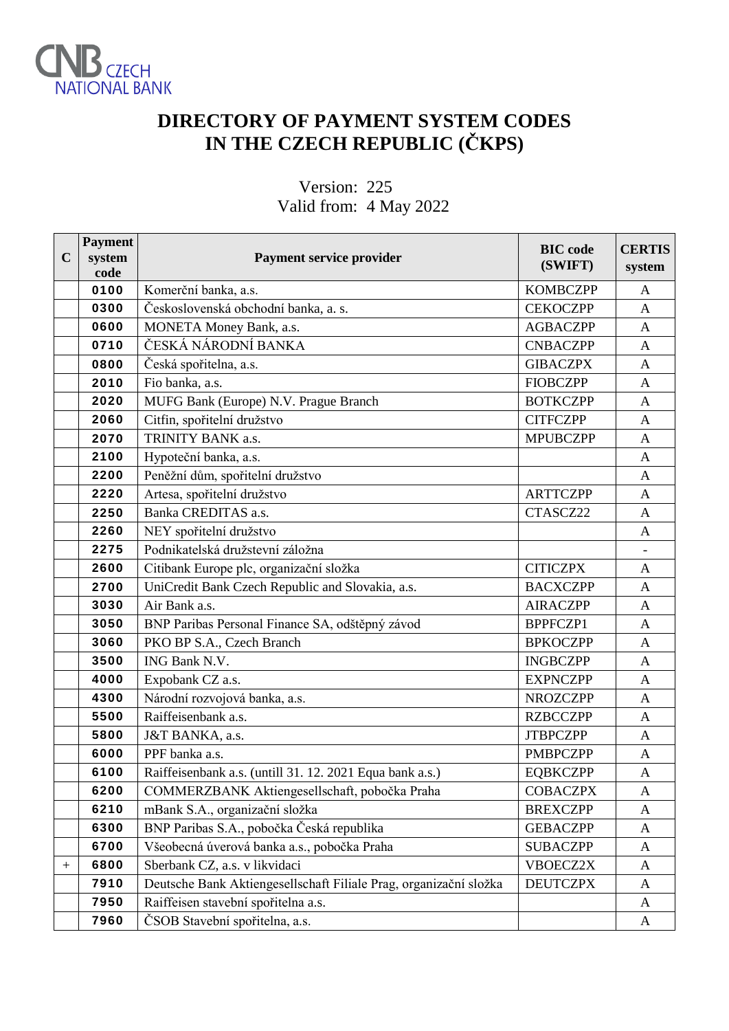CNB CZECH NATIONAL BANK

# DIRECTORY OF PAYMENT SYSTEM CODES IN THE CZECH REPUBLIC (ČKPS)

Version: 225
Valid from: 4 May 2022

| C | Payment system code | Payment service provider | BIC code (SWIFT) | CERTIS system |
|---|---|---|---|---|
| | 0100 | Komerční banka, a.s. | KOMBCZPP | A |
| | 0300 | Československá obchodní banka, a. s. | CEKOCZPP | A |
| | 0600 | MONETA Money Bank, a.s. | AGBACZPP | A |
| | 0710 | ČESKÁ NÁRODNÍ BANKA | CNBACZPP | A |
| | 0800 | Česká spořitelna, a.s. | GIBACZPX | A |
| | 2010 | Fio banka, a.s. | FIOBCZPP | A |
| | 2020 | MUFG Bank (Europe) N.V. Prague Branch | BOTKCZPP | A |
| | 2060 | Citfin, spořitelní družstvo | CITFCZPP | A |
| | 2070 | TRINITY BANK a.s. | MPUBCZPP | A |
| | 2100 | Hypoteční banka, a.s. | | A |
| | 2200 | Peněžní dům, spořitelní družstvo | | A |
| | 2220 | Artesa, spořitelní družstvo | ARTTCZPP | A |
| | 2250 | Banka CREDITAS a.s. | CTASCZ22 | A |
| | 2260 | NEY spořitelní družstvo | | A |
| | 2275 | Podnikatelská družstevní záložna | | - |
| | 2600 | Citibank Europe plc, organizační složka | CITICZPX | A |
| | 2700 | UniCredit Bank Czech Republic and Slovakia, a.s. | BACXCZPP | A |
| | 3030 | Air Bank a.s. | AIRACZPP | A |
| | 3050 | BNP Paribas Personal Finance SA, odštěpný závod | BPPFCZP1 | A |
| | 3060 | PKO BP S.A., Czech Branch | BPKOCZPP | A |
| | 3500 | ING Bank N.V. | INGBCZPP | A |
| | 4000 | Expobank CZ a.s. | EXPNCZPP | A |
| | 4300 | Národní rozvojová banka, a.s. | NROZCZPP | A |
| | 5500 | Raiffeisenbank a.s. | RZBCCZPP | A |
| | 5800 | J&T BANKA, a.s. | JTBPCZPP | A |
| | 6000 | PPF banka a.s. | PMBPCZPP | A |
| | 6100 | Raiffeisenbank a.s. (untill 31. 12. 2021 Equa bank a.s.) | EQBKCZPP | A |
| | 6200 | COMMERZBANK Aktiengesellschaft, pobočka Praha | COBACZPX | A |
| | 6210 | mBank S.A., organizační složka | BREXCZPP | A |
| | 6300 | BNP Paribas S.A., pobočka Česká republika | GEBACZPP | A |
| | 6700 | Všeobecná úverová banka a.s., pobočka Praha | SUBACZPP | A |
| + | 6800 | Sberbank CZ, a.s. v likvidaci | VBOECZ2X | A |
| | 7910 | Deutsche Bank Aktiengesellschaft Filiale Prag, organizační složka | DEUTCZPX | A |
| | 7950 | Raiffeisen stavební spořitelna a.s. | | A |
| | 7960 | ČSOB Stavební spořitelna, a.s. | | A |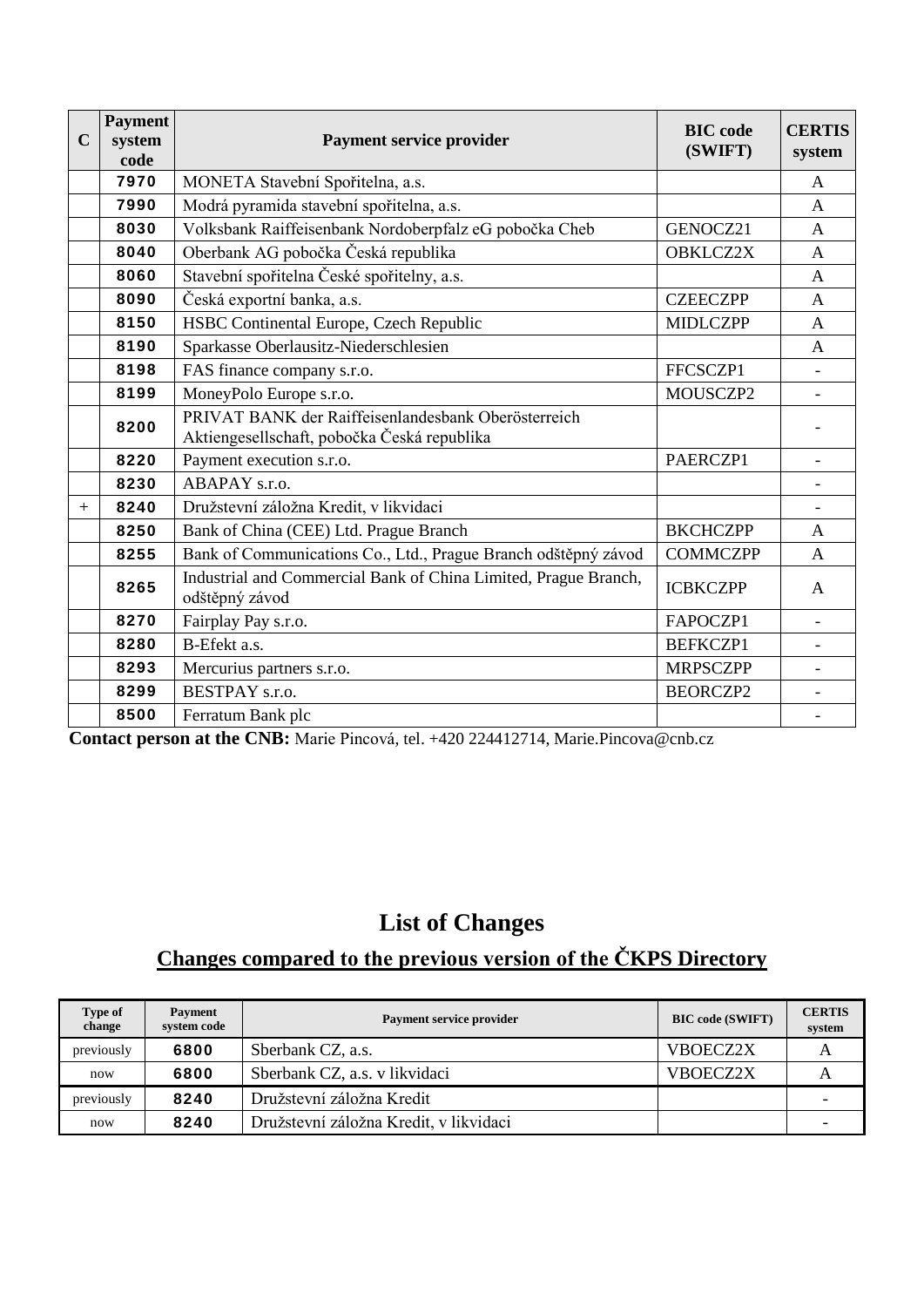| C | Payment system code | Payment service provider | BIC code (SWIFT) | CERTIS system |
|---|---|---|---|---|
| | 7970 | MONETA Stavební Spořitelna, a.s. | | A |
| | 7990 | Modrá pyramida stavební spořitelna, a.s. | | A |
| | 8030 | Volksbank Raiffeisenbank Nordoberpfalz eG pobočka Cheb | GENOCZ21 | A |
| | 8040 | Oberbank AG pobočka Česká republika | OBKLCZ2X | A |
| | 8060 | Stavební spořitelna České spořitelny, a.s. | | A |
| | 8090 | Česká exportní banka, a.s. | CZEECZPP | A |
| | 8150 | HSBC Continental Europe, Czech Republic | MIDLCZPP | A |
| | 8190 | Sparkasse Oberlausitz-Niederschlesien | | A |
| | 8198 | FAS finance company s.r.o. | FFCSCZP1 | - |
| | 8199 | MoneyPolo Europe s.r.o. | MOUSCZP2 | - |
| | 8200 | PRIVAT BANK der Raiffeisenlandesbank Oberösterreich Aktiengesellschaft, pobočka Česká republika | | - |
| | 8220 | Payment execution s.r.o. | PAERCZP1 | - |
| | 8230 | ABAPAY s.r.o. | | - |
| + | 8240 | Družstevní záložna Kredit, v likvidaci | | - |
| | 8250 | Bank of China (CEE) Ltd. Prague Branch | BKCHCZPP | A |
| | 8255 | Bank of Communications Co., Ltd., Prague Branch odštěpný závod | COMMCZPP | A |
| | 8265 | Industrial and Commercial Bank of China Limited, Prague Branch, odštěpný závod | ICBKCZPP | A |
| | 8270 | Fairplay Pay s.r.o. | FAPOCZP1 | - |
| | 8280 | B-Efekt a.s. | BEFKCZP1 | - |
| | 8293 | Mercurius partners s.r.o. | MRPSCZPP | - |
| | 8299 | BESTPAY s.r.o. | BEORCZP2 | - |
| | 8500 | Ferratum Bank plc | | - |

**Contact person at the CNB:** Marie Pincová, tel. +420 224412714, Marie.Pincova@cnb.cz

# List of Changes

## Changes compared to the previous version of the ČKPS Directory

| Type of change | Payment system code | Payment service provider | BIC code (SWIFT) | CERTIS system |
|---|---|---|---|---|
| previously | 6800 | Sberbank CZ, a.s. | VBOECZ2X | A |
| now | 6800 | Sberbank CZ, a.s. v likvidaci | VBOECZ2X | A |
| previously | 8240 | Družstevní záložna Kredit | | - |
| now | 8240 | Družstevní záložna Kredit, v likvidaci | | - |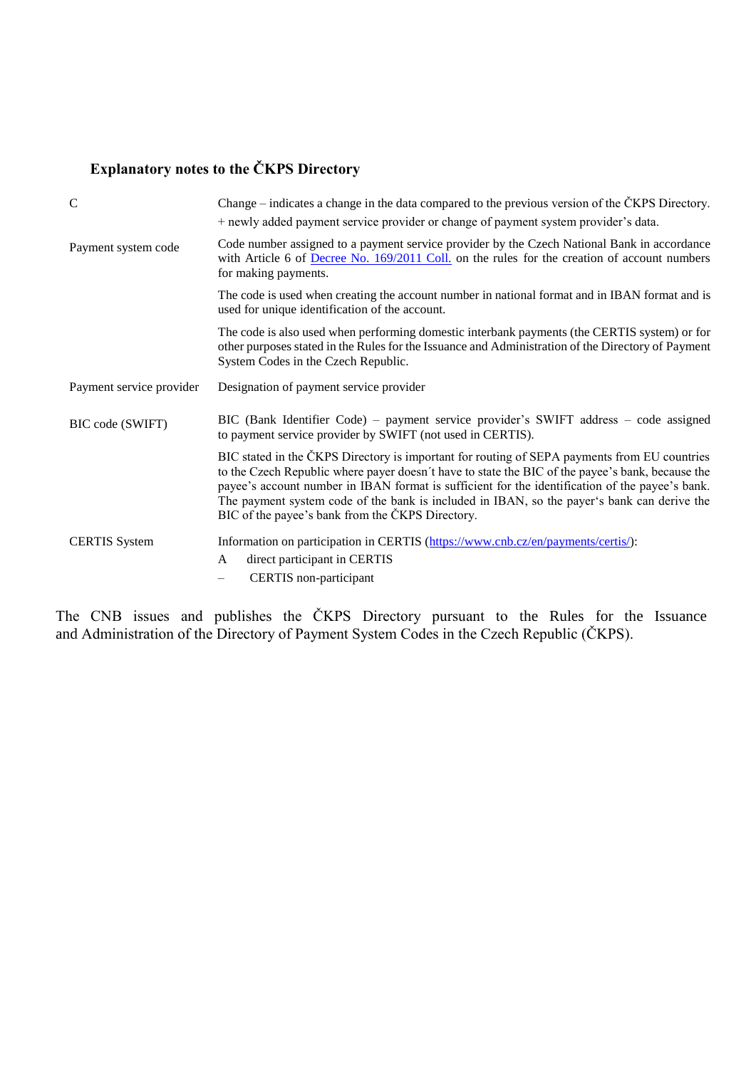## Explanatory notes to the ČKPS Directory

| | |
|---|---|
| C | Change – indicates a change in the data compared to the previous version of the ČKPS Directory.<br>+ newly added payment service provider or change of payment system provider's data. |
| Payment system code | Code number assigned to a payment service provider by the Czech National Bank in accordance with Article 6 of [Decree No. 169/2011 Coll.](#) on the rules for the creation of account numbers for making payments.<br><br>The code is used when creating the account number in national format and in IBAN format and is used for unique identification of the account.<br><br>The code is also used when performing domestic interbank payments (the CERTIS system) or for other purposes stated in the Rules for the Issuance and Administration of the Directory of Payment System Codes in the Czech Republic. |
| Payment service provider | Designation of payment service provider |
| BIC code (SWIFT) | BIC (Bank Identifier Code) – payment service provider's SWIFT address – code assigned to payment service provider by SWIFT (not used in CERTIS).<br><br>BIC stated in the ČKPS Directory is important for routing of SEPA payments from EU countries to the Czech Republic where payer doesn´t have to state the BIC of the payee's bank, because the payee's account number in IBAN format is sufficient for the identification of the payee's bank. The payment system code of the bank is included in IBAN, so the payer's bank can derive the BIC of the payee's bank from the ČKPS Directory. |
| CERTIS System | Information on participation in CERTIS (https://www.cnb.cz/en/payments/certis/):<br>A direct participant in CERTIS<br>– CERTIS non-participant |

The CNB issues and publishes the ČKPS Directory pursuant to the Rules for the Issuance and Administration of the Directory of Payment System Codes in the Czech Republic (ČKPS).